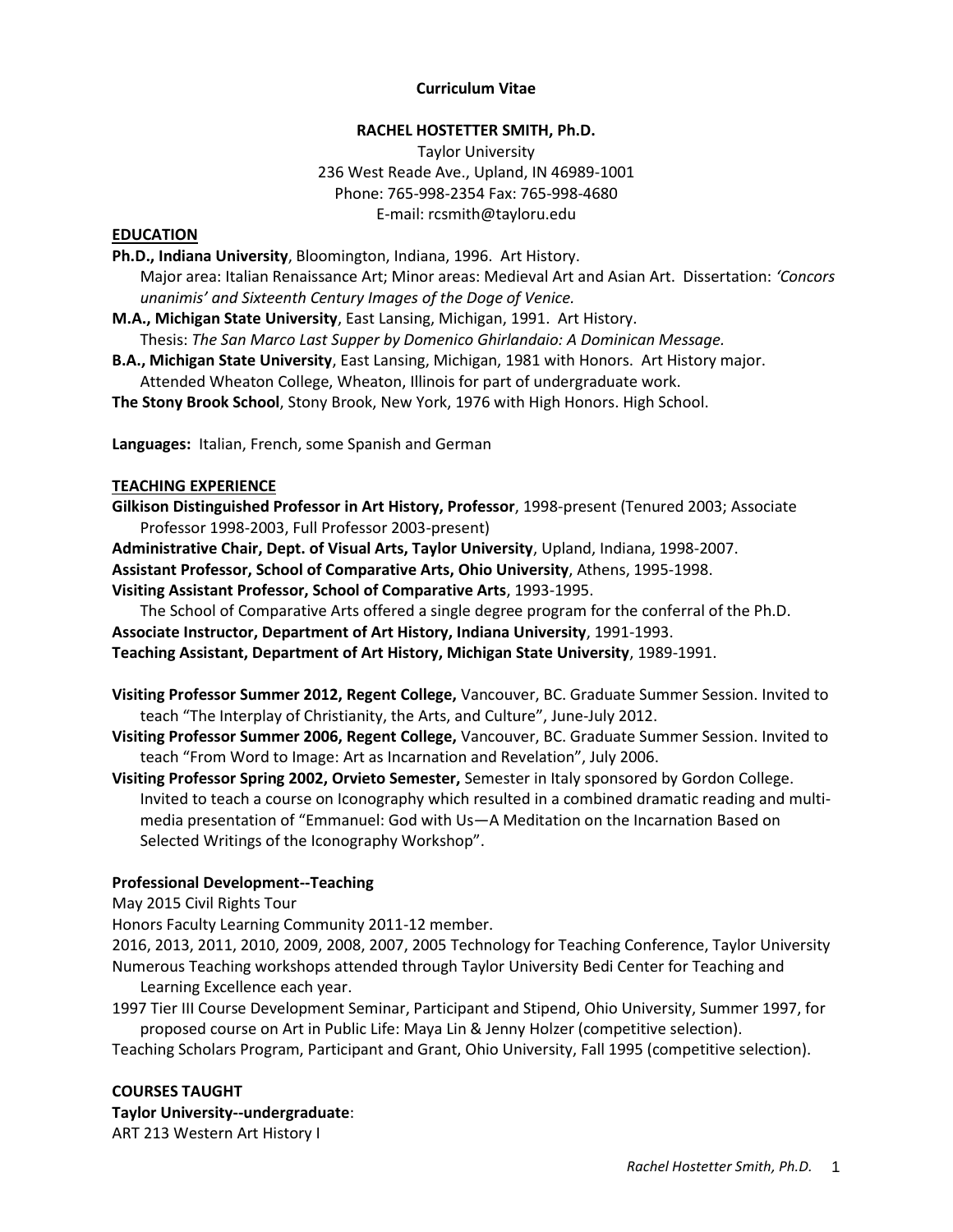# Curriculum Vitae

## RACHEL HOSTETTER SMITH, Ph.D.

Taylor University
236 West Reade Ave., Upland, IN 46989-1001
Phone: 765-998-2354 Fax: 765-998-4680
E-mail: rcsmith@tayloru.edu

## EDUCATION

**Ph.D., Indiana University**, Bloomington, Indiana, 1996. Art History.
Major area: Italian Renaissance Art; Minor areas: Medieval Art and Asian Art. Dissertation: *'Concors unanimis' and Sixteenth Century Images of the Doge of Venice.*

**M.A., Michigan State University**, East Lansing, Michigan, 1991. Art History.
Thesis: *The San Marco Last Supper by Domenico Ghirlandaio: A Dominican Message.*

**B.A., Michigan State University**, East Lansing, Michigan, 1981 with Honors. Art History major.
Attended Wheaton College, Wheaton, Illinois for part of undergraduate work.

**The Stony Brook School**, Stony Brook, New York, 1976 with High Honors. High School.

**Languages:** Italian, French, some Spanish and German

## TEACHING EXPERIENCE

**Gilkison Distinguished Professor in Art History, Professor**, 1998-present (Tenured 2003; Associate Professor 1998-2003, Full Professor 2003-present)

**Administrative Chair, Dept. of Visual Arts, Taylor University**, Upland, Indiana, 1998-2007.

**Assistant Professor, School of Comparative Arts, Ohio University**, Athens, 1995-1998.

**Visiting Assistant Professor, School of Comparative Arts**, 1993-1995.
The School of Comparative Arts offered a single degree program for the conferral of the Ph.D.

**Associate Instructor, Department of Art History, Indiana University**, 1991-1993.

**Teaching Assistant, Department of Art History, Michigan State University**, 1989-1991.

**Visiting Professor Summer 2012, Regent College,** Vancouver, BC. Graduate Summer Session. Invited to teach "The Interplay of Christianity, the Arts, and Culture", June-July 2012.

**Visiting Professor Summer 2006, Regent College,** Vancouver, BC. Graduate Summer Session. Invited to teach "From Word to Image: Art as Incarnation and Revelation", July 2006.

**Visiting Professor Spring 2002, Orvieto Semester,** Semester in Italy sponsored by Gordon College. Invited to teach a course on Iconography which resulted in a combined dramatic reading and multi-media presentation of "Emmanuel: God with Us—A Meditation on the Incarnation Based on Selected Writings of the Iconography Workshop".

### Professional Development--Teaching

May 2015 Civil Rights Tour

Honors Faculty Learning Community 2011-12 member.

2016, 2013, 2011, 2010, 2009, 2008, 2007, 2005 Technology for Teaching Conference, Taylor University

Numerous Teaching workshops attended through Taylor University Bedi Center for Teaching and Learning Excellence each year.

1997 Tier III Course Development Seminar, Participant and Stipend, Ohio University, Summer 1997, for proposed course on Art in Public Life: Maya Lin & Jenny Holzer (competitive selection).

Teaching Scholars Program, Participant and Grant, Ohio University, Fall 1995 (competitive selection).

## COURSES TAUGHT

**Taylor University--undergraduate**:

ART 213 Western Art History I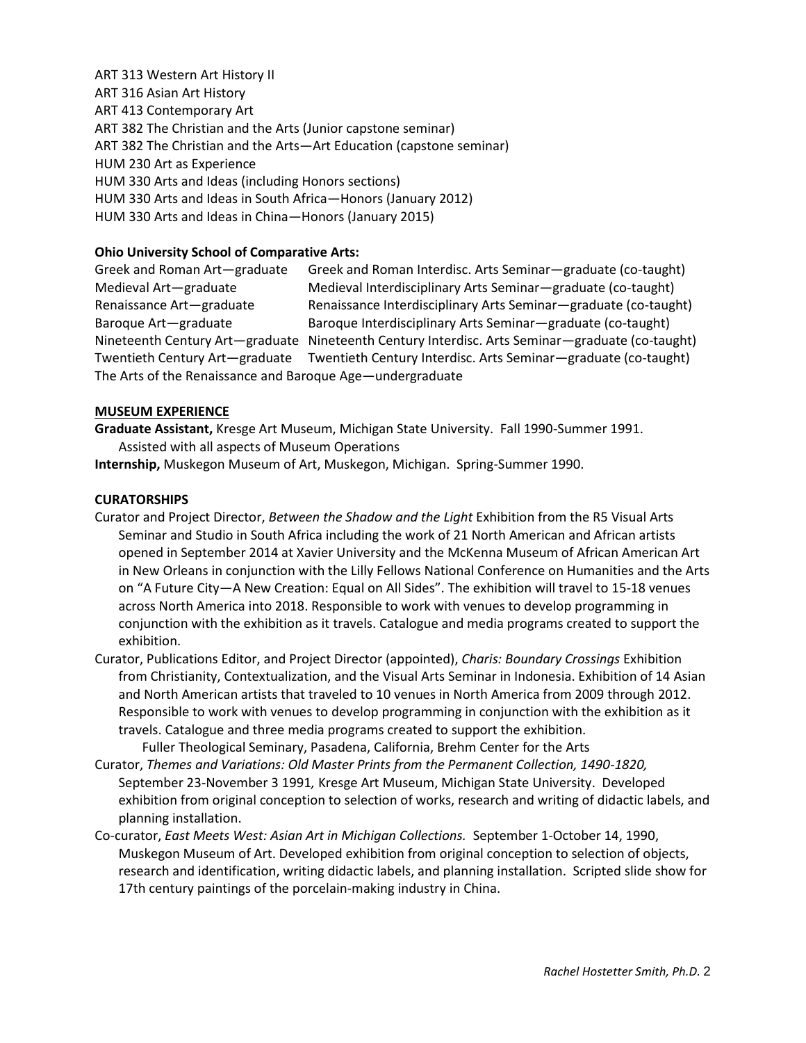ART 313 Western Art History II
ART 316 Asian Art History
ART 413 Contemporary Art
ART 382 The Christian and the Arts (Junior capstone seminar)
ART 382 The Christian and the Arts—Art Education (capstone seminar)
HUM 230 Art as Experience
HUM 330 Arts and Ideas (including Honors sections)
HUM 330 Arts and Ideas in South Africa—Honors (January 2012)
HUM 330 Arts and Ideas in China—Honors (January 2015)

**Ohio University School of Comparative Arts:**

| | |
|---|---|
| Greek and Roman Art—graduate | Greek and Roman Interdisc. Arts Seminar—graduate (co-taught) |
| Medieval Art—graduate | Medieval Interdisciplinary Arts Seminar—graduate (co-taught) |
| Renaissance Art—graduate | Renaissance Interdisciplinary Arts Seminar—graduate (co-taught) |
| Baroque Art—graduate | Baroque Interdisciplinary Arts Seminar—graduate (co-taught) |
| Nineteenth Century Art—graduate | Nineteenth Century Interdisc. Arts Seminar—graduate (co-taught) |
| Twentieth Century Art—graduate | Twentieth Century Interdisc. Arts Seminar—graduate (co-taught) |

The Arts of the Renaissance and Baroque Age—undergraduate

## MUSEUM EXPERIENCE

**Graduate Assistant,** Kresge Art Museum, Michigan State University. Fall 1990-Summer 1991.
Assisted with all aspects of Museum Operations

**Internship,** Muskegon Museum of Art, Muskegon, Michigan. Spring-Summer 1990.

## CURATORSHIPS

Curator and Project Director, *Between the Shadow and the Light* Exhibition from the R5 Visual Arts Seminar and Studio in South Africa including the work of 21 North American and African artists opened in September 2014 at Xavier University and the McKenna Museum of African American Art in New Orleans in conjunction with the Lilly Fellows National Conference on Humanities and the Arts on "A Future City—A New Creation: Equal on All Sides". The exhibition will travel to 15-18 venues across North America into 2018. Responsible to work with venues to develop programming in conjunction with the exhibition as it travels. Catalogue and media programs created to support the exhibition.

Curator, Publications Editor, and Project Director (appointed), *Charis: Boundary Crossings* Exhibition from Christianity, Contextualization, and the Visual Arts Seminar in Indonesia. Exhibition of 14 Asian and North American artists that traveled to 10 venues in North America from 2009 through 2012. Responsible to work with venues to develop programming in conjunction with the exhibition as it travels. Catalogue and three media programs created to support the exhibition.
Fuller Theological Seminary, Pasadena, California, Brehm Center for the Arts

Curator, *Themes and Variations: Old Master Prints from the Permanent Collection, 1490-1820,* September 23-November 3 1991*,* Kresge Art Museum, Michigan State University. Developed exhibition from original conception to selection of works, research and writing of didactic labels, and planning installation.

Co-curator, *East Meets West: Asian Art in Michigan Collections.* September 1-October 14, 1990, Muskegon Museum of Art. Developed exhibition from original conception to selection of objects, research and identification, writing didactic labels, and planning installation. Scripted slide show for 17th century paintings of the porcelain-making industry in China.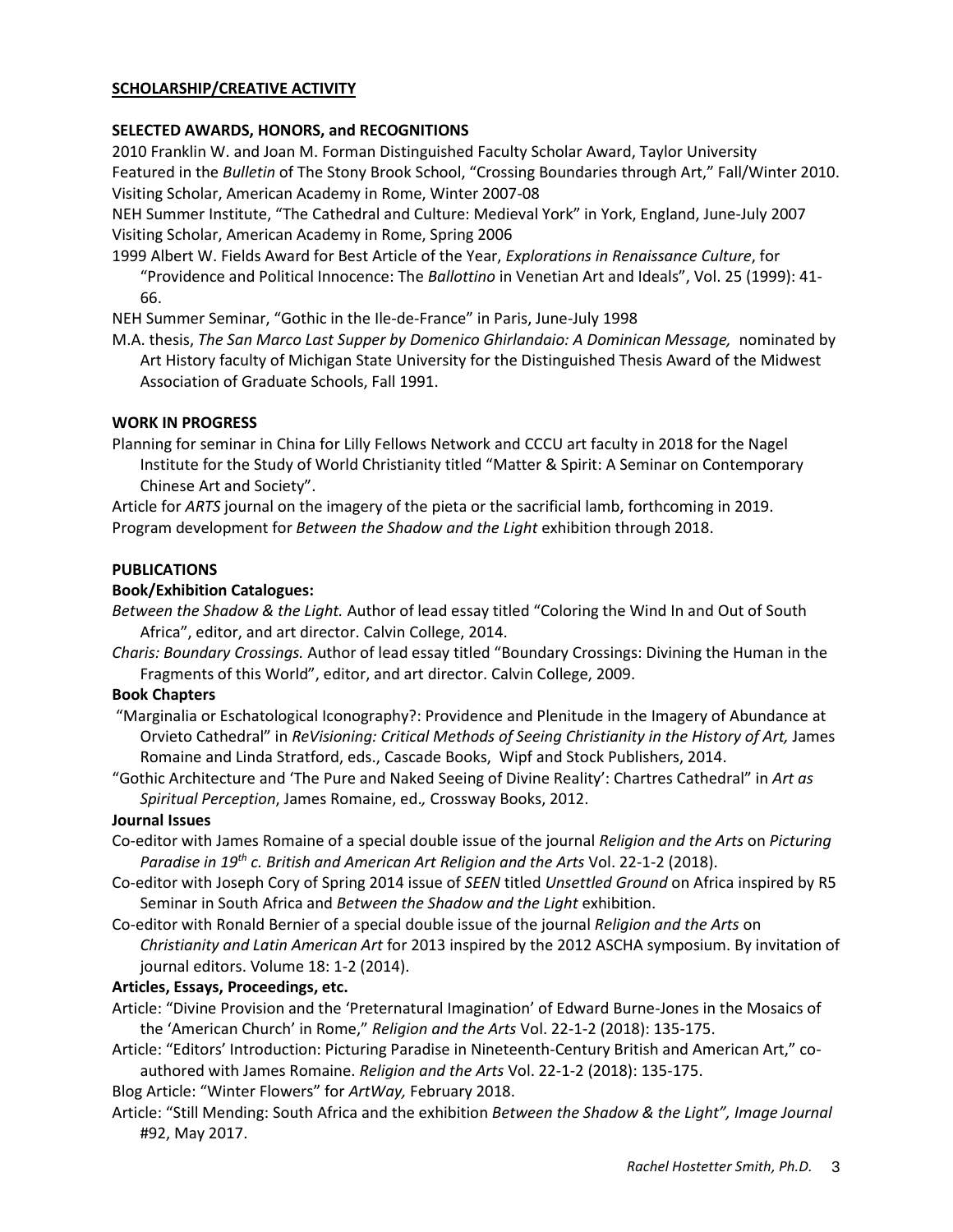## SCHOLARSHIP/CREATIVE ACTIVITY

### SELECTED AWARDS, HONORS, and RECOGNITIONS

2010 Franklin W. and Joan M. Forman Distinguished Faculty Scholar Award, Taylor University

Featured in the *Bulletin* of The Stony Brook School, "Crossing Boundaries through Art," Fall/Winter 2010.

Visiting Scholar, American Academy in Rome, Winter 2007-08

NEH Summer Institute, "The Cathedral and Culture: Medieval York" in York, England, June-July 2007

Visiting Scholar, American Academy in Rome, Spring 2006

1999 Albert W. Fields Award for Best Article of the Year, *Explorations in Renaissance Culture*, for "Providence and Political Innocence: The *Ballottino* in Venetian Art and Ideals", Vol. 25 (1999): 41-66.

NEH Summer Seminar, "Gothic in the Ile-de-France" in Paris, June-July 1998

M.A. thesis, *The San Marco Last Supper by Domenico Ghirlandaio: A Dominican Message,* nominated by Art History faculty of Michigan State University for the Distinguished Thesis Award of the Midwest Association of Graduate Schools, Fall 1991.

### WORK IN PROGRESS

Planning for seminar in China for Lilly Fellows Network and CCCU art faculty in 2018 for the Nagel Institute for the Study of World Christianity titled "Matter & Spirit: A Seminar on Contemporary Chinese Art and Society".

Article for *ARTS* journal on the imagery of the pieta or the sacrificial lamb, forthcoming in 2019.

Program development for *Between the Shadow and the Light* exhibition through 2018.

### PUBLICATIONS

**Book/Exhibition Catalogues:**

*Between the Shadow & the Light.* Author of lead essay titled "Coloring the Wind In and Out of South Africa", editor, and art director. Calvin College, 2014.

*Charis: Boundary Crossings.* Author of lead essay titled "Boundary Crossings: Divining the Human in the Fragments of this World", editor, and art director. Calvin College, 2009.

**Book Chapters**

"Marginalia or Eschatological Iconography?: Providence and Plenitude in the Imagery of Abundance at Orvieto Cathedral" in *ReVisioning: Critical Methods of Seeing Christianity in the History of Art,* James Romaine and Linda Stratford, eds., Cascade Books, Wipf and Stock Publishers, 2014.

"Gothic Architecture and 'The Pure and Naked Seeing of Divine Reality': Chartres Cathedral" in *Art as Spiritual Perception*, James Romaine, ed., Crossway Books, 2012.

**Journal Issues**

Co-editor with James Romaine of a special double issue of the journal *Religion and the Arts* on *Picturing Paradise in 19th c. British and American Art Religion and the Arts* Vol. 22-1-2 (2018).

Co-editor with Joseph Cory of Spring 2014 issue of *SEEN* titled *Unsettled Ground* on Africa inspired by R5 Seminar in South Africa and *Between the Shadow and the Light* exhibition.

Co-editor with Ronald Bernier of a special double issue of the journal *Religion and the Arts* on *Christianity and Latin American Art* for 2013 inspired by the 2012 ASCHA symposium. By invitation of journal editors. Volume 18: 1-2 (2014).

**Articles, Essays, Proceedings, etc.**

Article: "Divine Provision and the 'Preternatural Imagination' of Edward Burne-Jones in the Mosaics of the 'American Church' in Rome," *Religion and the Arts* Vol. 22-1-2 (2018): 135-175.

Article: "Editors' Introduction: Picturing Paradise in Nineteenth-Century British and American Art," co-authored with James Romaine. *Religion and the Arts* Vol. 22-1-2 (2018): 135-175.

Blog Article: "Winter Flowers" for *ArtWay,* February 2018.

Article: "Still Mending: South Africa and the exhibition *Between the Shadow & the Light", Image Journal* #92, May 2017.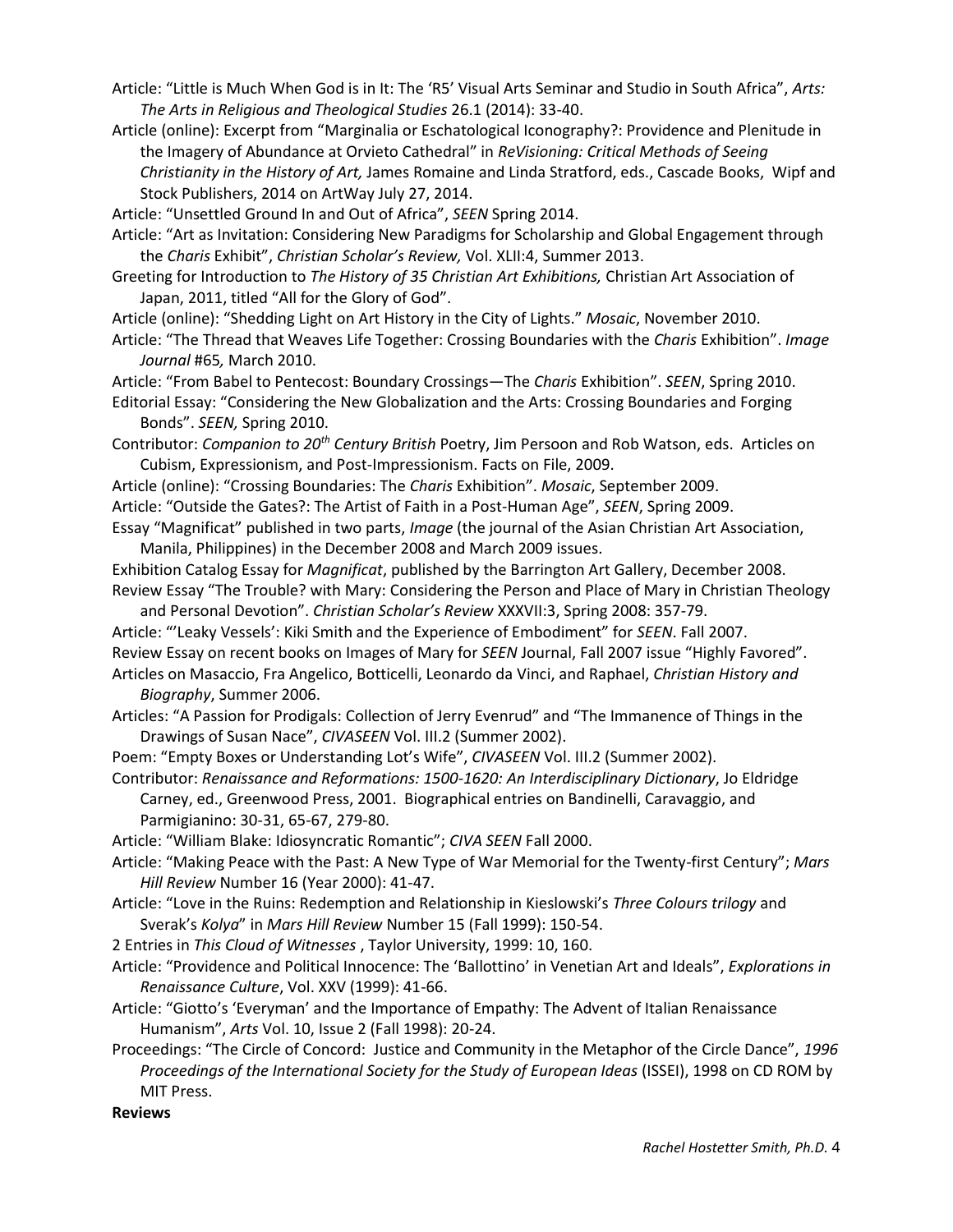Article: "Little is Much When God is in It: The 'R5' Visual Arts Seminar and Studio in South Africa", *Arts: The Arts in Religious and Theological Studies* 26.1 (2014): 33-40.

Article (online): Excerpt from "Marginalia or Eschatological Iconography?: Providence and Plenitude in the Imagery of Abundance at Orvieto Cathedral" in *ReVisioning: Critical Methods of Seeing Christianity in the History of Art,* James Romaine and Linda Stratford, eds., Cascade Books, Wipf and Stock Publishers, 2014 on ArtWay July 27, 2014.

Article: "Unsettled Ground In and Out of Africa", *SEEN* Spring 2014.

Article: "Art as Invitation: Considering New Paradigms for Scholarship and Global Engagement through the *Charis* Exhibit", *Christian Scholar's Review,* Vol. XLII:4, Summer 2013.

Greeting for Introduction to *The History of 35 Christian Art Exhibitions,* Christian Art Association of Japan, 2011, titled "All for the Glory of God".

Article (online): "Shedding Light on Art History in the City of Lights." *Mosaic*, November 2010.

Article: "The Thread that Weaves Life Together: Crossing Boundaries with the *Charis* Exhibition". *Image Journal* #65*,* March 2010.

Article: "From Babel to Pentecost: Boundary Crossings—The *Charis* Exhibition". *SEEN*, Spring 2010.

Editorial Essay: "Considering the New Globalization and the Arts: Crossing Boundaries and Forging Bonds". *SEEN,* Spring 2010.

Contributor: *Companion to 20th Century British* Poetry, Jim Persoon and Rob Watson, eds. Articles on Cubism, Expressionism, and Post-Impressionism. Facts on File, 2009.

Article (online): "Crossing Boundaries: The *Charis* Exhibition". *Mosaic*, September 2009.

Article: "Outside the Gates?: The Artist of Faith in a Post-Human Age", *SEEN*, Spring 2009.

Essay "Magnificat" published in two parts, *Image* (the journal of the Asian Christian Art Association, Manila, Philippines) in the December 2008 and March 2009 issues.

Exhibition Catalog Essay for *Magnificat*, published by the Barrington Art Gallery, December 2008.

Review Essay "The Trouble? with Mary: Considering the Person and Place of Mary in Christian Theology and Personal Devotion". *Christian Scholar's Review* XXXVII:3, Spring 2008: 357-79.

Article: "'Leaky Vessels': Kiki Smith and the Experience of Embodiment" for *SEEN*. Fall 2007.

Review Essay on recent books on Images of Mary for *SEEN* Journal, Fall 2007 issue "Highly Favored".

Articles on Masaccio, Fra Angelico, Botticelli, Leonardo da Vinci, and Raphael, *Christian History and Biography*, Summer 2006.

Articles: "A Passion for Prodigals: Collection of Jerry Evenrud" and "The Immanence of Things in the Drawings of Susan Nace", *CIVASEEN* Vol. III.2 (Summer 2002).

Poem: "Empty Boxes or Understanding Lot's Wife", *CIVASEEN* Vol. III.2 (Summer 2002).

Contributor: *Renaissance and Reformations: 1500-1620: An Interdisciplinary Dictionary*, Jo Eldridge Carney, ed., Greenwood Press, 2001. Biographical entries on Bandinelli, Caravaggio, and Parmigianino: 30-31, 65-67, 279-80.

Article: "William Blake: Idiosyncratic Romantic"; *CIVA SEEN* Fall 2000.

Article: "Making Peace with the Past: A New Type of War Memorial for the Twenty-first Century"; *Mars Hill Review* Number 16 (Year 2000): 41-47.

Article: "Love in the Ruins: Redemption and Relationship in Kieslowski's *Three Colours trilogy* and Sverak's *Kolya*" in *Mars Hill Review* Number 15 (Fall 1999): 150-54.

2 Entries in *This Cloud of Witnesses* , Taylor University, 1999: 10, 160.

Article: "Providence and Political Innocence: The 'Ballottino' in Venetian Art and Ideals", *Explorations in Renaissance Culture*, Vol. XXV (1999): 41-66.

Article: "Giotto's 'Everyman' and the Importance of Empathy: The Advent of Italian Renaissance Humanism", *Arts* Vol. 10, Issue 2 (Fall 1998): 20-24.

Proceedings: "The Circle of Concord: Justice and Community in the Metaphor of the Circle Dance", *1996 Proceedings of the International Society for the Study of European Ideas* (ISSEI), 1998 on CD ROM by MIT Press.

**Reviews**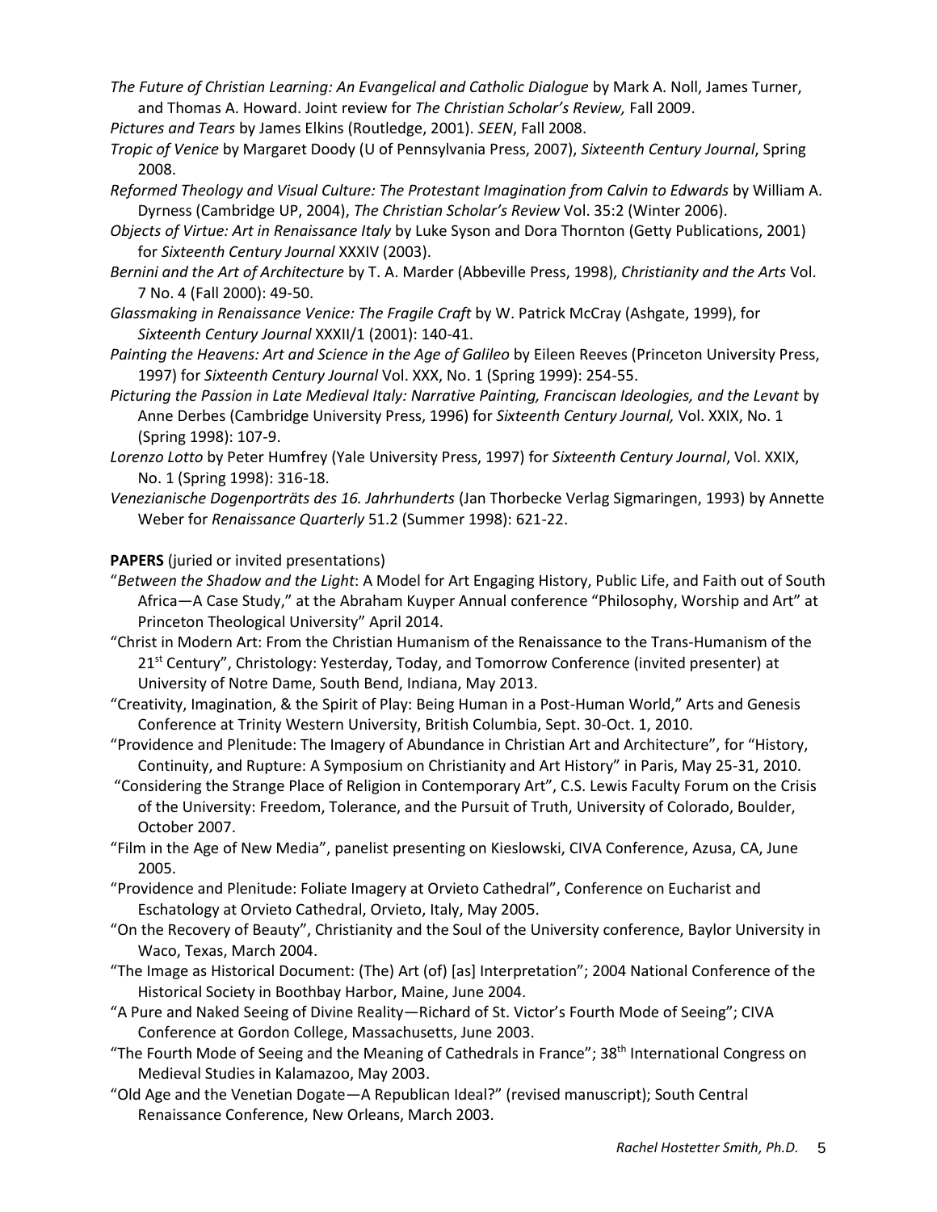*The Future of Christian Learning: An Evangelical and Catholic Dialogue* by Mark A. Noll, James Turner, and Thomas A. Howard. Joint review for *The Christian Scholar's Review,* Fall 2009.

*Pictures and Tears* by James Elkins (Routledge, 2001). *SEEN*, Fall 2008.

*Tropic of Venice* by Margaret Doody (U of Pennsylvania Press, 2007), *Sixteenth Century Journal*, Spring 2008.

*Reformed Theology and Visual Culture: The Protestant Imagination from Calvin to Edwards* by William A. Dyrness (Cambridge UP, 2004), *The Christian Scholar's Review* Vol. 35:2 (Winter 2006).

*Objects of Virtue: Art in Renaissance Italy* by Luke Syson and Dora Thornton (Getty Publications, 2001) for *Sixteenth Century Journal* XXXIV (2003).

*Bernini and the Art of Architecture* by T. A. Marder (Abbeville Press, 1998), *Christianity and the Arts* Vol. 7 No. 4 (Fall 2000): 49-50.

*Glassmaking in Renaissance Venice: The Fragile Craft* by W. Patrick McCray (Ashgate, 1999), for *Sixteenth Century Journal* XXXII/1 (2001): 140-41.

*Painting the Heavens: Art and Science in the Age of Galileo* by Eileen Reeves (Princeton University Press, 1997) for *Sixteenth Century Journal* Vol. XXX, No. 1 (Spring 1999): 254-55.

*Picturing the Passion in Late Medieval Italy: Narrative Painting, Franciscan Ideologies, and the Levant* by Anne Derbes (Cambridge University Press, 1996) for *Sixteenth Century Journal,* Vol. XXIX, No. 1 (Spring 1998): 107-9.

*Lorenzo Lotto* by Peter Humfrey (Yale University Press, 1997) for *Sixteenth Century Journal*, Vol. XXIX, No. 1 (Spring 1998): 316-18.

*Venezianische Dogenporträts des 16. Jahrhunderts* (Jan Thorbecke Verlag Sigmaringen, 1993) by Annette Weber for *Renaissance Quarterly* 51.2 (Summer 1998): 621-22.

**PAPERS** (juried or invited presentations)

"*Between the Shadow and the Light*: A Model for Art Engaging History, Public Life, and Faith out of South Africa—A Case Study," at the Abraham Kuyper Annual conference "Philosophy, Worship and Art" at Princeton Theological University" April 2014.

"Christ in Modern Art: From the Christian Humanism of the Renaissance to the Trans-Humanism of the 21st Century", Christology: Yesterday, Today, and Tomorrow Conference (invited presenter) at University of Notre Dame, South Bend, Indiana, May 2013.

"Creativity, Imagination, & the Spirit of Play: Being Human in a Post-Human World," Arts and Genesis Conference at Trinity Western University, British Columbia, Sept. 30-Oct. 1, 2010.

"Providence and Plenitude: The Imagery of Abundance in Christian Art and Architecture", for "History, Continuity, and Rupture: A Symposium on Christianity and Art History" in Paris, May 25-31, 2010.

"Considering the Strange Place of Religion in Contemporary Art", C.S. Lewis Faculty Forum on the Crisis of the University: Freedom, Tolerance, and the Pursuit of Truth, University of Colorado, Boulder, October 2007.

"Film in the Age of New Media", panelist presenting on Kieslowski, CIVA Conference, Azusa, CA, June 2005.

"Providence and Plenitude: Foliate Imagery at Orvieto Cathedral", Conference on Eucharist and Eschatology at Orvieto Cathedral, Orvieto, Italy, May 2005.

"On the Recovery of Beauty", Christianity and the Soul of the University conference, Baylor University in Waco, Texas, March 2004.

"The Image as Historical Document: (The) Art (of) [as] Interpretation"; 2004 National Conference of the Historical Society in Boothbay Harbor, Maine, June 2004.

"A Pure and Naked Seeing of Divine Reality—Richard of St. Victor's Fourth Mode of Seeing"; CIVA Conference at Gordon College, Massachusetts, June 2003.

"The Fourth Mode of Seeing and the Meaning of Cathedrals in France"; 38th International Congress on Medieval Studies in Kalamazoo, May 2003.

"Old Age and the Venetian Dogate—A Republican Ideal?" (revised manuscript); South Central Renaissance Conference, New Orleans, March 2003.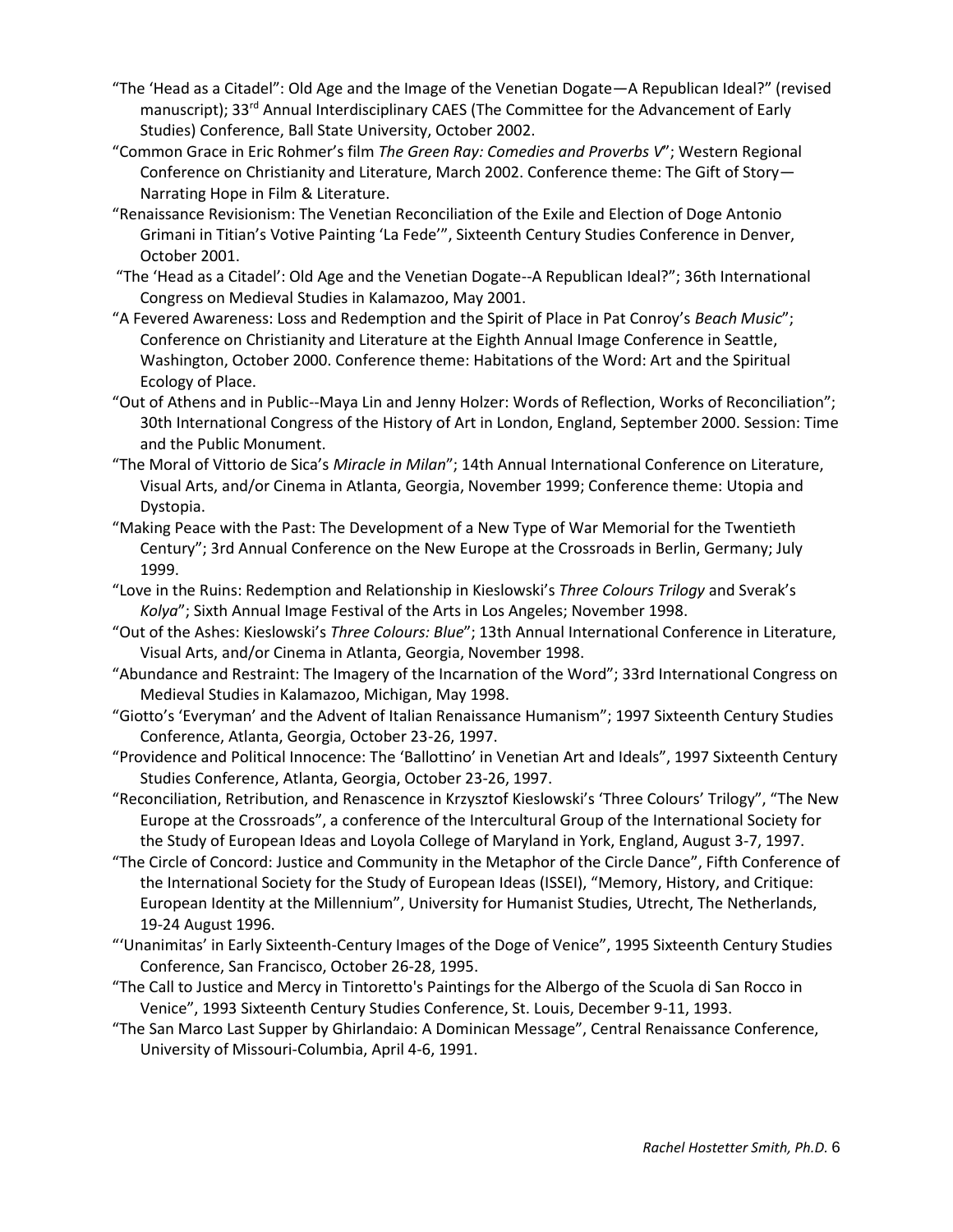"The 'Head as a Citadel": Old Age and the Image of the Venetian Dogate—A Republican Ideal?" (revised manuscript); 33rd Annual Interdisciplinary CAES (The Committee for the Advancement of Early Studies) Conference, Ball State University, October 2002.

"Common Grace in Eric Rohmer's film *The Green Ray: Comedies and Proverbs V*"; Western Regional Conference on Christianity and Literature, March 2002. Conference theme: The Gift of Story—Narrating Hope in Film & Literature.

"Renaissance Revisionism: The Venetian Reconciliation of the Exile and Election of Doge Antonio Grimani in Titian's Votive Painting 'La Fede'", Sixteenth Century Studies Conference in Denver, October 2001.

"The 'Head as a Citadel': Old Age and the Venetian Dogate--A Republican Ideal?"; 36th International Congress on Medieval Studies in Kalamazoo, May 2001.

"A Fevered Awareness: Loss and Redemption and the Spirit of Place in Pat Conroy's *Beach Music*"; Conference on Christianity and Literature at the Eighth Annual Image Conference in Seattle, Washington, October 2000. Conference theme: Habitations of the Word: Art and the Spiritual Ecology of Place.

"Out of Athens and in Public--Maya Lin and Jenny Holzer: Words of Reflection, Works of Reconciliation"; 30th International Congress of the History of Art in London, England, September 2000. Session: Time and the Public Monument.

"The Moral of Vittorio de Sica's *Miracle in Milan*"; 14th Annual International Conference on Literature, Visual Arts, and/or Cinema in Atlanta, Georgia, November 1999; Conference theme: Utopia and Dystopia.

"Making Peace with the Past: The Development of a New Type of War Memorial for the Twentieth Century"; 3rd Annual Conference on the New Europe at the Crossroads in Berlin, Germany; July 1999.

"Love in the Ruins: Redemption and Relationship in Kieslowski's *Three Colours Trilogy* and Sverak's *Kolya*"; Sixth Annual Image Festival of the Arts in Los Angeles; November 1998.

"Out of the Ashes: Kieslowski's *Three Colours: Blue*"; 13th Annual International Conference in Literature, Visual Arts, and/or Cinema in Atlanta, Georgia, November 1998.

"Abundance and Restraint: The Imagery of the Incarnation of the Word"; 33rd International Congress on Medieval Studies in Kalamazoo, Michigan, May 1998.

"Giotto's 'Everyman' and the Advent of Italian Renaissance Humanism"; 1997 Sixteenth Century Studies Conference, Atlanta, Georgia, October 23-26, 1997.

"Providence and Political Innocence: The 'Ballottino' in Venetian Art and Ideals", 1997 Sixteenth Century Studies Conference, Atlanta, Georgia, October 23-26, 1997.

"Reconciliation, Retribution, and Renascence in Krzysztof Kieslowski's 'Three Colours' Trilogy", "The New Europe at the Crossroads", a conference of the Intercultural Group of the International Society for the Study of European Ideas and Loyola College of Maryland in York, England, August 3-7, 1997.

"The Circle of Concord: Justice and Community in the Metaphor of the Circle Dance", Fifth Conference of the International Society for the Study of European Ideas (ISSEI), "Memory, History, and Critique: European Identity at the Millennium", University for Humanist Studies, Utrecht, The Netherlands, 19-24 August 1996.

"'Unanimitas' in Early Sixteenth-Century Images of the Doge of Venice", 1995 Sixteenth Century Studies Conference, San Francisco, October 26-28, 1995.

"The Call to Justice and Mercy in Tintoretto's Paintings for the Albergo of the Scuola di San Rocco in Venice", 1993 Sixteenth Century Studies Conference, St. Louis, December 9-11, 1993.

"The San Marco Last Supper by Ghirlandaio: A Dominican Message", Central Renaissance Conference, University of Missouri-Columbia, April 4-6, 1991.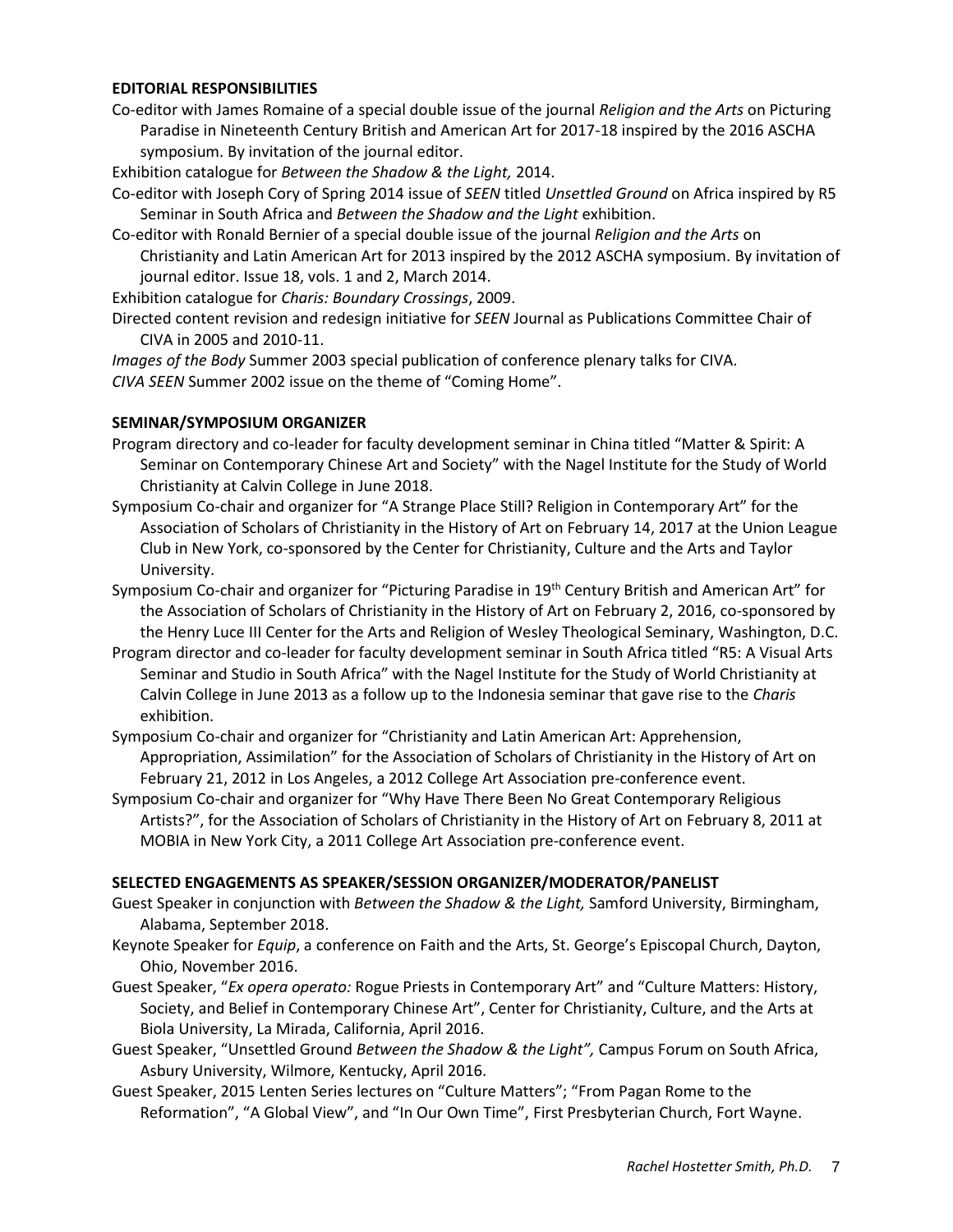**EDITORIAL RESPONSIBILITIES**

Co-editor with James Romaine of a special double issue of the journal *Religion and the Arts* on Picturing Paradise in Nineteenth Century British and American Art for 2017-18 inspired by the 2016 ASCHA symposium. By invitation of the journal editor.

Exhibition catalogue for *Between the Shadow & the Light,* 2014.

Co-editor with Joseph Cory of Spring 2014 issue of *SEEN* titled *Unsettled Ground* on Africa inspired by R5 Seminar in South Africa and *Between the Shadow and the Light* exhibition.

Co-editor with Ronald Bernier of a special double issue of the journal *Religion and the Arts* on Christianity and Latin American Art for 2013 inspired by the 2012 ASCHA symposium. By invitation of journal editor. Issue 18, vols. 1 and 2, March 2014.

Exhibition catalogue for *Charis: Boundary Crossings*, 2009.

Directed content revision and redesign initiative for *SEEN* Journal as Publications Committee Chair of CIVA in 2005 and 2010-11.

*Images of the Body* Summer 2003 special publication of conference plenary talks for CIVA.

*CIVA SEEN* Summer 2002 issue on the theme of "Coming Home".

**SEMINAR/SYMPOSIUM ORGANIZER**

Program directory and co-leader for faculty development seminar in China titled "Matter & Spirit: A Seminar on Contemporary Chinese Art and Society" with the Nagel Institute for the Study of World Christianity at Calvin College in June 2018.

Symposium Co-chair and organizer for "A Strange Place Still? Religion in Contemporary Art" for the Association of Scholars of Christianity in the History of Art on February 14, 2017 at the Union League Club in New York, co-sponsored by the Center for Christianity, Culture and the Arts and Taylor University.

Symposium Co-chair and organizer for "Picturing Paradise in 19th Century British and American Art" for the Association of Scholars of Christianity in the History of Art on February 2, 2016, co-sponsored by the Henry Luce III Center for the Arts and Religion of Wesley Theological Seminary, Washington, D.C.

Program director and co-leader for faculty development seminar in South Africa titled "R5: A Visual Arts Seminar and Studio in South Africa" with the Nagel Institute for the Study of World Christianity at Calvin College in June 2013 as a follow up to the Indonesia seminar that gave rise to the *Charis* exhibition.

Symposium Co-chair and organizer for "Christianity and Latin American Art: Apprehension, Appropriation, Assimilation" for the Association of Scholars of Christianity in the History of Art on February 21, 2012 in Los Angeles, a 2012 College Art Association pre-conference event.

Symposium Co-chair and organizer for "Why Have There Been No Great Contemporary Religious Artists?", for the Association of Scholars of Christianity in the History of Art on February 8, 2011 at MOBIA in New York City, a 2011 College Art Association pre-conference event.

**SELECTED ENGAGEMENTS AS SPEAKER/SESSION ORGANIZER/MODERATOR/PANELIST**

Guest Speaker in conjunction with *Between the Shadow & the Light,* Samford University, Birmingham, Alabama, September 2018.

Keynote Speaker for *Equip*, a conference on Faith and the Arts, St. George's Episcopal Church, Dayton, Ohio, November 2016.

Guest Speaker, "*Ex opera operato:* Rogue Priests in Contemporary Art" and "Culture Matters: History, Society, and Belief in Contemporary Chinese Art", Center for Christianity, Culture, and the Arts at Biola University, La Mirada, California, April 2016.

Guest Speaker, "Unsettled Ground *Between the Shadow & the Light",* Campus Forum on South Africa, Asbury University, Wilmore, Kentucky, April 2016.

Guest Speaker, 2015 Lenten Series lectures on "Culture Matters"; "From Pagan Rome to the Reformation", "A Global View", and "In Our Own Time", First Presbyterian Church, Fort Wayne.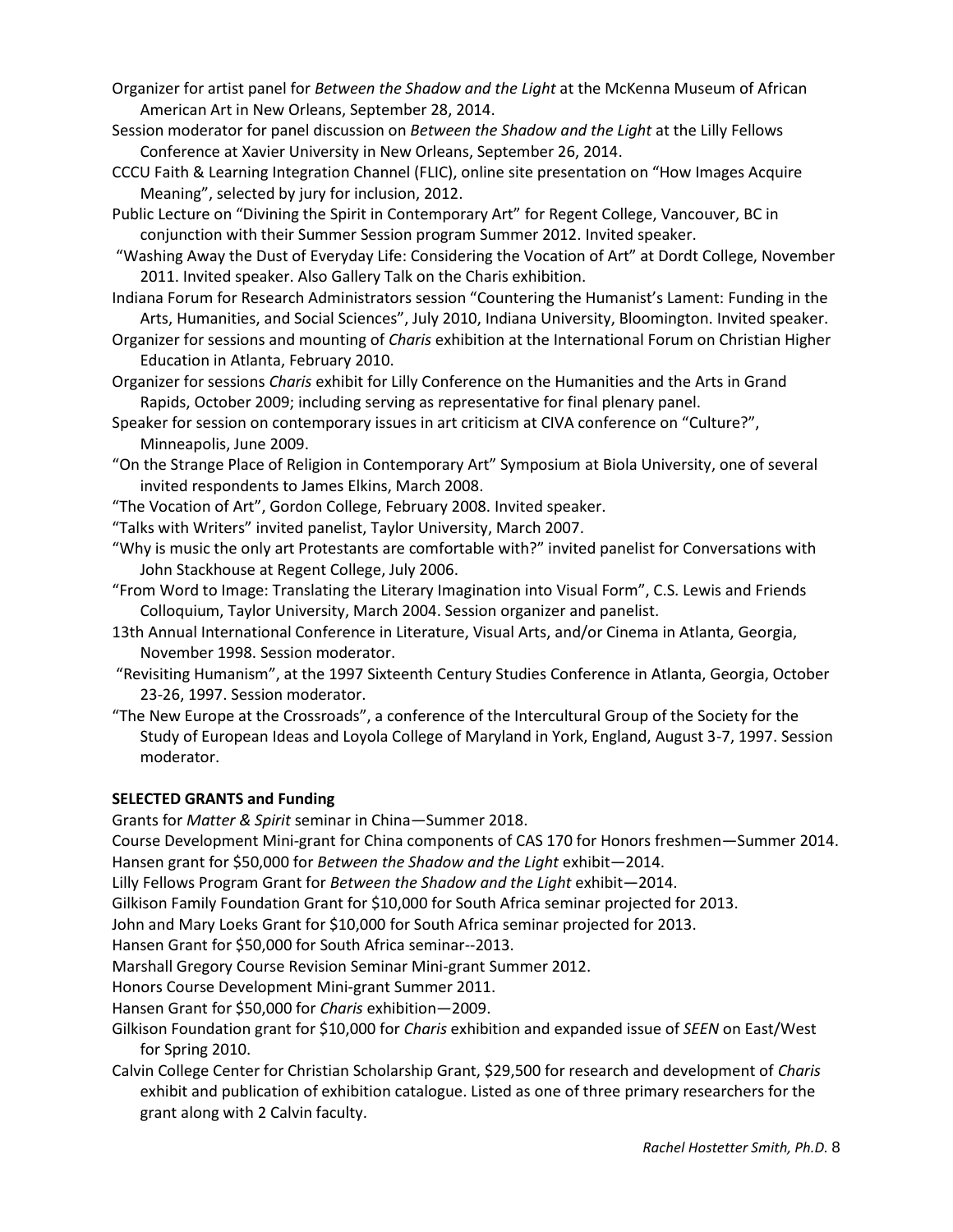Organizer for artist panel for *Between the Shadow and the Light* at the McKenna Museum of African American Art in New Orleans, September 28, 2014.

Session moderator for panel discussion on *Between the Shadow and the Light* at the Lilly Fellows Conference at Xavier University in New Orleans, September 26, 2014.

CCCU Faith & Learning Integration Channel (FLIC), online site presentation on "How Images Acquire Meaning", selected by jury for inclusion, 2012.

Public Lecture on "Divining the Spirit in Contemporary Art" for Regent College, Vancouver, BC in conjunction with their Summer Session program Summer 2012. Invited speaker.

"Washing Away the Dust of Everyday Life: Considering the Vocation of Art" at Dordt College, November 2011. Invited speaker. Also Gallery Talk on the Charis exhibition.

Indiana Forum for Research Administrators session "Countering the Humanist's Lament: Funding in the Arts, Humanities, and Social Sciences", July 2010, Indiana University, Bloomington. Invited speaker.

Organizer for sessions and mounting of *Charis* exhibition at the International Forum on Christian Higher Education in Atlanta, February 2010.

Organizer for sessions *Charis* exhibit for Lilly Conference on the Humanities and the Arts in Grand Rapids, October 2009; including serving as representative for final plenary panel.

Speaker for session on contemporary issues in art criticism at CIVA conference on "Culture?", Minneapolis, June 2009.

"On the Strange Place of Religion in Contemporary Art" Symposium at Biola University, one of several invited respondents to James Elkins, March 2008.

"The Vocation of Art", Gordon College, February 2008. Invited speaker.

"Talks with Writers" invited panelist, Taylor University, March 2007.

"Why is music the only art Protestants are comfortable with?" invited panelist for Conversations with John Stackhouse at Regent College, July 2006.

"From Word to Image: Translating the Literary Imagination into Visual Form", C.S. Lewis and Friends Colloquium, Taylor University, March 2004. Session organizer and panelist.

13th Annual International Conference in Literature, Visual Arts, and/or Cinema in Atlanta, Georgia, November 1998. Session moderator.

"Revisiting Humanism", at the 1997 Sixteenth Century Studies Conference in Atlanta, Georgia, October 23-26, 1997. Session moderator.

"The New Europe at the Crossroads", a conference of the Intercultural Group of the Society for the Study of European Ideas and Loyola College of Maryland in York, England, August 3-7, 1997. Session moderator.

**SELECTED GRANTS and Funding**

Grants for *Matter & Spirit* seminar in China—Summer 2018.

Course Development Mini-grant for China components of CAS 170 for Honors freshmen—Summer 2014.

Hansen grant for $50,000 for *Between the Shadow and the Light* exhibit—2014.

Lilly Fellows Program Grant for *Between the Shadow and the Light* exhibit—2014.

Gilkison Family Foundation Grant for $10,000 for South Africa seminar projected for 2013.

John and Mary Loeks Grant for $10,000 for South Africa seminar projected for 2013.

Hansen Grant for $50,000 for South Africa seminar--2013.

Marshall Gregory Course Revision Seminar Mini-grant Summer 2012.

Honors Course Development Mini-grant Summer 2011.

Hansen Grant for $50,000 for *Charis* exhibition—2009.

Gilkison Foundation grant for $10,000 for *Charis* exhibition and expanded issue of *SEEN* on East/West for Spring 2010.

Calvin College Center for Christian Scholarship Grant, $29,500 for research and development of *Charis* exhibit and publication of exhibition catalogue. Listed as one of three primary researchers for the grant along with 2 Calvin faculty.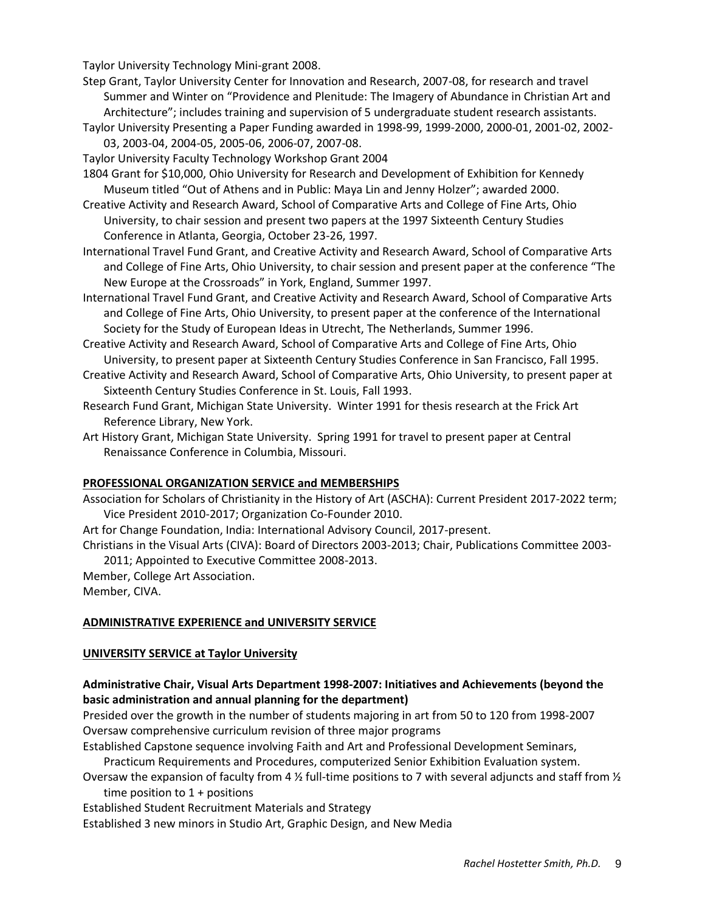Taylor University Technology Mini-grant 2008.

Step Grant, Taylor University Center for Innovation and Research, 2007-08, for research and travel Summer and Winter on "Providence and Plenitude: The Imagery of Abundance in Christian Art and Architecture"; includes training and supervision of 5 undergraduate student research assistants.

Taylor University Presenting a Paper Funding awarded in 1998-99, 1999-2000, 2000-01, 2001-02, 2002-03, 2003-04, 2004-05, 2005-06, 2006-07, 2007-08.

Taylor University Faculty Technology Workshop Grant 2004

1804 Grant for $10,000, Ohio University for Research and Development of Exhibition for Kennedy Museum titled "Out of Athens and in Public: Maya Lin and Jenny Holzer"; awarded 2000.

Creative Activity and Research Award, School of Comparative Arts and College of Fine Arts, Ohio University, to chair session and present two papers at the 1997 Sixteenth Century Studies Conference in Atlanta, Georgia, October 23-26, 1997.

International Travel Fund Grant, and Creative Activity and Research Award, School of Comparative Arts and College of Fine Arts, Ohio University, to chair session and present paper at the conference "The New Europe at the Crossroads" in York, England, Summer 1997.

International Travel Fund Grant, and Creative Activity and Research Award, School of Comparative Arts and College of Fine Arts, Ohio University, to present paper at the conference of the International Society for the Study of European Ideas in Utrecht, The Netherlands, Summer 1996.

Creative Activity and Research Award, School of Comparative Arts and College of Fine Arts, Ohio University, to present paper at Sixteenth Century Studies Conference in San Francisco, Fall 1995.

Creative Activity and Research Award, School of Comparative Arts, Ohio University, to present paper at Sixteenth Century Studies Conference in St. Louis, Fall 1993.

Research Fund Grant, Michigan State University. Winter 1991 for thesis research at the Frick Art Reference Library, New York.

Art History Grant, Michigan State University. Spring 1991 for travel to present paper at Central Renaissance Conference in Columbia, Missouri.

## PROFESSIONAL ORGANIZATION SERVICE and MEMBERSHIPS

Association for Scholars of Christianity in the History of Art (ASCHA): Current President 2017-2022 term; Vice President 2010-2017; Organization Co-Founder 2010.

Art for Change Foundation, India: International Advisory Council, 2017-present.

Christians in the Visual Arts (CIVA): Board of Directors 2003-2013; Chair, Publications Committee 2003-2011; Appointed to Executive Committee 2008-2013.

Member, College Art Association.

Member, CIVA.

## ADMINISTRATIVE EXPERIENCE and UNIVERSITY SERVICE

## UNIVERSITY SERVICE at Taylor University

**Administrative Chair, Visual Arts Department 1998-2007: Initiatives and Achievements (beyond the basic administration and annual planning for the department)**

Presided over the growth in the number of students majoring in art from 50 to 120 from 1998-2007

Oversaw comprehensive curriculum revision of three major programs

Established Capstone sequence involving Faith and Art and Professional Development Seminars, Practicum Requirements and Procedures, computerized Senior Exhibition Evaluation system.

Oversaw the expansion of faculty from 4 ½ full-time positions to 7 with several adjuncts and staff from ½ time position to 1 + positions

Established Student Recruitment Materials and Strategy

Established 3 new minors in Studio Art, Graphic Design, and New Media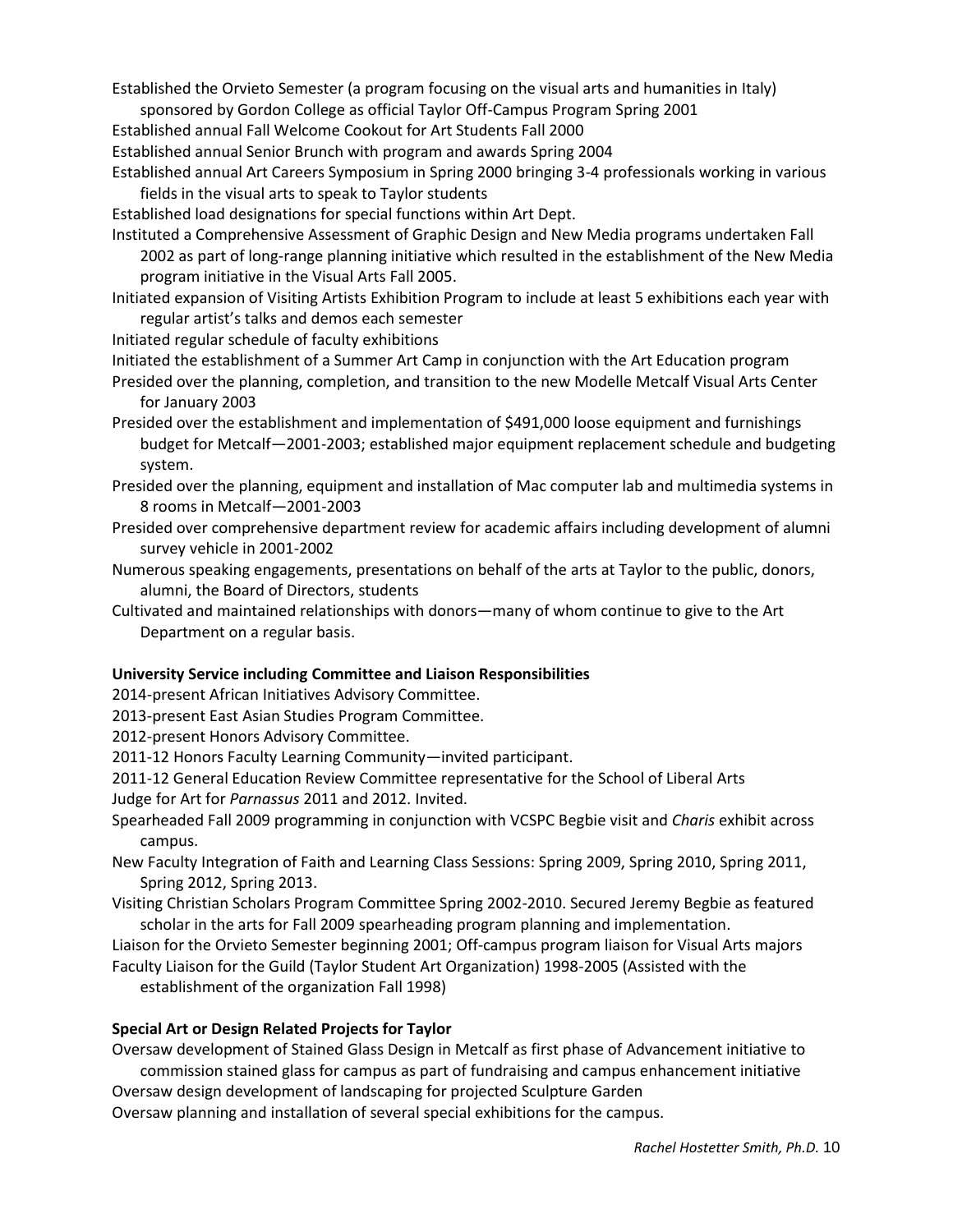Established the Orvieto Semester (a program focusing on the visual arts and humanities in Italy) sponsored by Gordon College as official Taylor Off-Campus Program Spring 2001

Established annual Fall Welcome Cookout for Art Students Fall 2000

Established annual Senior Brunch with program and awards Spring 2004

Established annual Art Careers Symposium in Spring 2000 bringing 3-4 professionals working in various fields in the visual arts to speak to Taylor students

Established load designations for special functions within Art Dept.

Instituted a Comprehensive Assessment of Graphic Design and New Media programs undertaken Fall 2002 as part of long-range planning initiative which resulted in the establishment of the New Media program initiative in the Visual Arts Fall 2005.

Initiated expansion of Visiting Artists Exhibition Program to include at least 5 exhibitions each year with regular artist's talks and demos each semester

Initiated regular schedule of faculty exhibitions

Initiated the establishment of a Summer Art Camp in conjunction with the Art Education program

Presided over the planning, completion, and transition to the new Modelle Metcalf Visual Arts Center for January 2003

Presided over the establishment and implementation of $491,000 loose equipment and furnishings budget for Metcalf—2001-2003; established major equipment replacement schedule and budgeting system.

Presided over the planning, equipment and installation of Mac computer lab and multimedia systems in 8 rooms in Metcalf—2001-2003

Presided over comprehensive department review for academic affairs including development of alumni survey vehicle in 2001-2002

Numerous speaking engagements, presentations on behalf of the arts at Taylor to the public, donors, alumni, the Board of Directors, students

Cultivated and maintained relationships with donors—many of whom continue to give to the Art Department on a regular basis.

**University Service including Committee and Liaison Responsibilities**

2014-present African Initiatives Advisory Committee.

2013-present East Asian Studies Program Committee.

2012-present Honors Advisory Committee.

2011-12 Honors Faculty Learning Community—invited participant.

2011-12 General Education Review Committee representative for the School of Liberal Arts

Judge for Art for *Parnassus* 2011 and 2012. Invited.

Spearheaded Fall 2009 programming in conjunction with VCSPC Begbie visit and *Charis* exhibit across campus.

New Faculty Integration of Faith and Learning Class Sessions: Spring 2009, Spring 2010, Spring 2011, Spring 2012, Spring 2013.

Visiting Christian Scholars Program Committee Spring 2002-2010. Secured Jeremy Begbie as featured scholar in the arts for Fall 2009 spearheading program planning and implementation.

Liaison for the Orvieto Semester beginning 2001; Off-campus program liaison for Visual Arts majors

Faculty Liaison for the Guild (Taylor Student Art Organization) 1998-2005 (Assisted with the establishment of the organization Fall 1998)

**Special Art or Design Related Projects for Taylor**

Oversaw development of Stained Glass Design in Metcalf as first phase of Advancement initiative to commission stained glass for campus as part of fundraising and campus enhancement initiative

Oversaw design development of landscaping for projected Sculpture Garden

Oversaw planning and installation of several special exhibitions for the campus.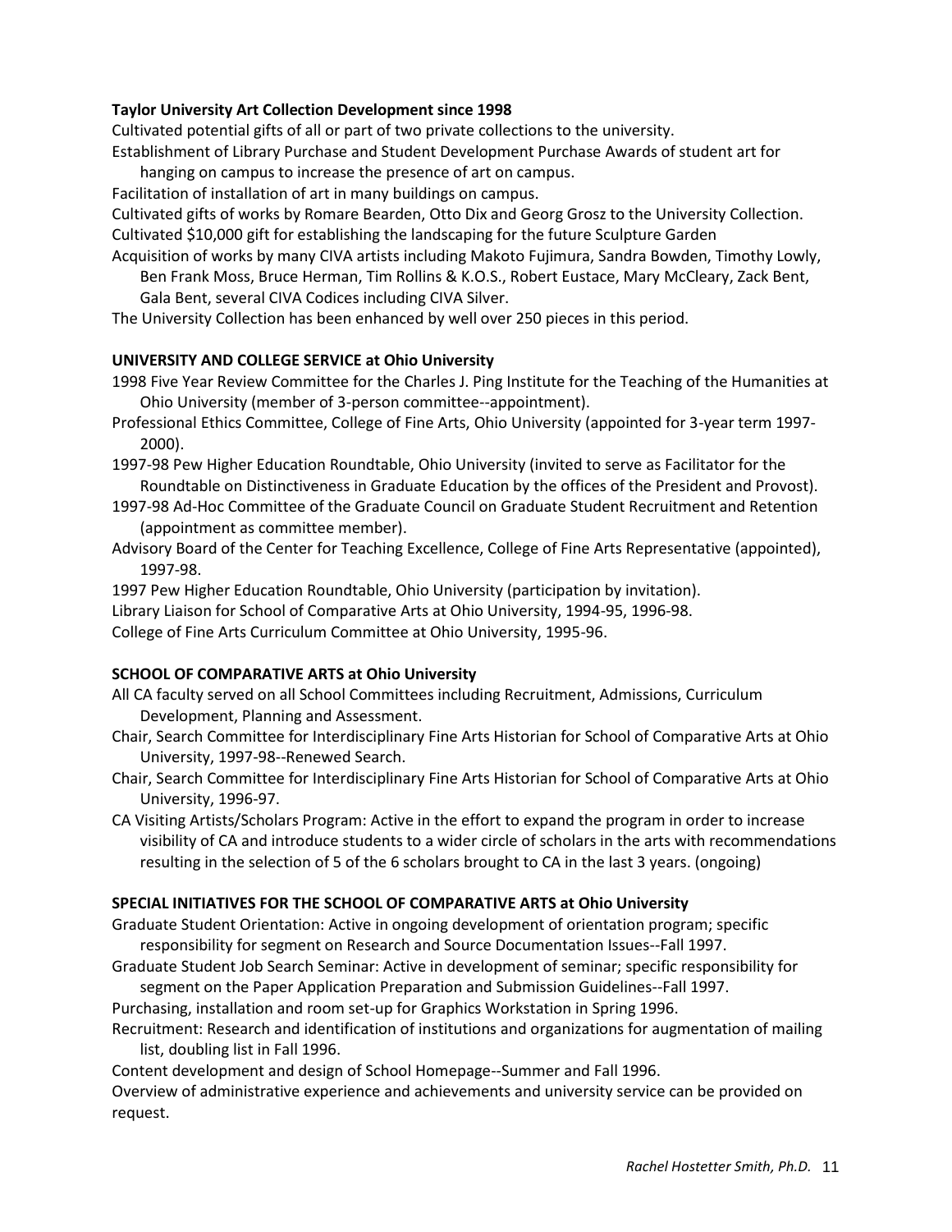**Taylor University Art Collection Development since 1998**

Cultivated potential gifts of all or part of two private collections to the university.

Establishment of Library Purchase and Student Development Purchase Awards of student art for hanging on campus to increase the presence of art on campus.

Facilitation of installation of art in many buildings on campus.

Cultivated gifts of works by Romare Bearden, Otto Dix and Georg Grosz to the University Collection.

Cultivated $10,000 gift for establishing the landscaping for the future Sculpture Garden

Acquisition of works by many CIVA artists including Makoto Fujimura, Sandra Bowden, Timothy Lowly, Ben Frank Moss, Bruce Herman, Tim Rollins & K.O.S., Robert Eustace, Mary McCleary, Zack Bent, Gala Bent, several CIVA Codices including CIVA Silver.

The University Collection has been enhanced by well over 250 pieces in this period.

**UNIVERSITY AND COLLEGE SERVICE at Ohio University**

1998 Five Year Review Committee for the Charles J. Ping Institute for the Teaching of the Humanities at Ohio University (member of 3-person committee--appointment).

Professional Ethics Committee, College of Fine Arts, Ohio University (appointed for 3-year term 1997-2000).

1997-98 Pew Higher Education Roundtable, Ohio University (invited to serve as Facilitator for the Roundtable on Distinctiveness in Graduate Education by the offices of the President and Provost).

1997-98 Ad-Hoc Committee of the Graduate Council on Graduate Student Recruitment and Retention (appointment as committee member).

Advisory Board of the Center for Teaching Excellence, College of Fine Arts Representative (appointed), 1997-98.

1997 Pew Higher Education Roundtable, Ohio University (participation by invitation).

Library Liaison for School of Comparative Arts at Ohio University, 1994-95, 1996-98.

College of Fine Arts Curriculum Committee at Ohio University, 1995-96.

**SCHOOL OF COMPARATIVE ARTS at Ohio University**

All CA faculty served on all School Committees including Recruitment, Admissions, Curriculum Development, Planning and Assessment.

Chair, Search Committee for Interdisciplinary Fine Arts Historian for School of Comparative Arts at Ohio University, 1997-98--Renewed Search.

Chair, Search Committee for Interdisciplinary Fine Arts Historian for School of Comparative Arts at Ohio University, 1996-97.

CA Visiting Artists/Scholars Program: Active in the effort to expand the program in order to increase visibility of CA and introduce students to a wider circle of scholars in the arts with recommendations resulting in the selection of 5 of the 6 scholars brought to CA in the last 3 years. (ongoing)

**SPECIAL INITIATIVES FOR THE SCHOOL OF COMPARATIVE ARTS at Ohio University**

Graduate Student Orientation: Active in ongoing development of orientation program; specific responsibility for segment on Research and Source Documentation Issues--Fall 1997.

Graduate Student Job Search Seminar: Active in development of seminar; specific responsibility for segment on the Paper Application Preparation and Submission Guidelines--Fall 1997.

Purchasing, installation and room set-up for Graphics Workstation in Spring 1996.

Recruitment: Research and identification of institutions and organizations for augmentation of mailing list, doubling list in Fall 1996.

Content development and design of School Homepage--Summer and Fall 1996.

Overview of administrative experience and achievements and university service can be provided on request.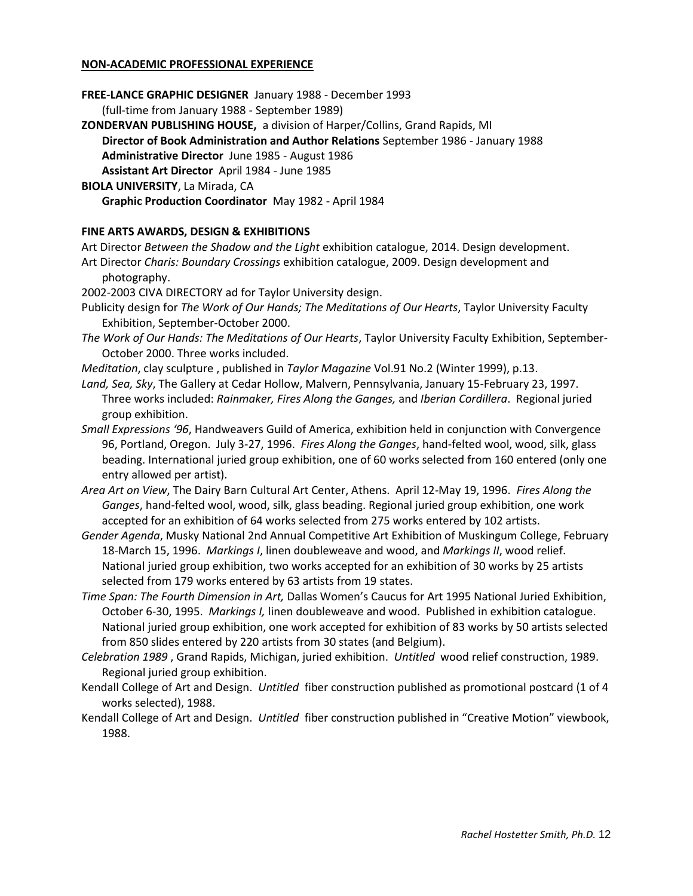## NON-ACADEMIC PROFESSIONAL EXPERIENCE

**FREE-LANCE GRAPHIC DESIGNER** January 1988 - December 1993
(full-time from January 1988 - September 1989)

**ZONDERVAN PUBLISHING HOUSE,** a division of Harper/Collins, Grand Rapids, MI
**Director of Book Administration and Author Relations** September 1986 - January 1988
**Administrative Director** June 1985 - August 1986
**Assistant Art Director** April 1984 - June 1985

**BIOLA UNIVERSITY**, La Mirada, CA
**Graphic Production Coordinator** May 1982 - April 1984

### FINE ARTS AWARDS, DESIGN & EXHIBITIONS

Art Director *Between the Shadow and the Light* exhibition catalogue, 2014. Design development.

Art Director *Charis: Boundary Crossings* exhibition catalogue, 2009. Design development and photography.

2002-2003 CIVA DIRECTORY ad for Taylor University design.

Publicity design for *The Work of Our Hands; The Meditations of Our Hearts*, Taylor University Faculty Exhibition, September-October 2000.

*The Work of Our Hands: The Meditations of Our Hearts*, Taylor University Faculty Exhibition, September-October 2000. Three works included.

*Meditation*, clay sculpture , published in *Taylor Magazine* Vol.91 No.2 (Winter 1999), p.13.

*Land, Sea, Sky*, The Gallery at Cedar Hollow, Malvern, Pennsylvania, January 15-February 23, 1997. Three works included: *Rainmaker, Fires Along the Ganges,* and *Iberian Cordillera*. Regional juried group exhibition.

*Small Expressions '96*, Handweavers Guild of America, exhibition held in conjunction with Convergence 96, Portland, Oregon. July 3-27, 1996. *Fires Along the Ganges*, hand-felted wool, wood, silk, glass beading. International juried group exhibition, one of 60 works selected from 160 entered (only one entry allowed per artist).

*Area Art on View*, The Dairy Barn Cultural Art Center, Athens. April 12-May 19, 1996. *Fires Along the Ganges*, hand-felted wool, wood, silk, glass beading. Regional juried group exhibition, one work accepted for an exhibition of 64 works selected from 275 works entered by 102 artists.

*Gender Agenda*, Musky National 2nd Annual Competitive Art Exhibition of Muskingum College, February 18-March 15, 1996. *Markings I*, linen doubleweave and wood, and *Markings II*, wood relief. National juried group exhibition, two works accepted for an exhibition of 30 works by 25 artists selected from 179 works entered by 63 artists from 19 states.

*Time Span: The Fourth Dimension in Art,* Dallas Women's Caucus for Art 1995 National Juried Exhibition, October 6-30, 1995. *Markings I,* linen doubleweave and wood. Published in exhibition catalogue. National juried group exhibition, one work accepted for exhibition of 83 works by 50 artists selected from 850 slides entered by 220 artists from 30 states (and Belgium).

*Celebration 1989* , Grand Rapids, Michigan, juried exhibition. *Untitled* wood relief construction, 1989. Regional juried group exhibition.

Kendall College of Art and Design. *Untitled* fiber construction published as promotional postcard (1 of 4 works selected), 1988.

Kendall College of Art and Design. *Untitled* fiber construction published in "Creative Motion" viewbook, 1988.